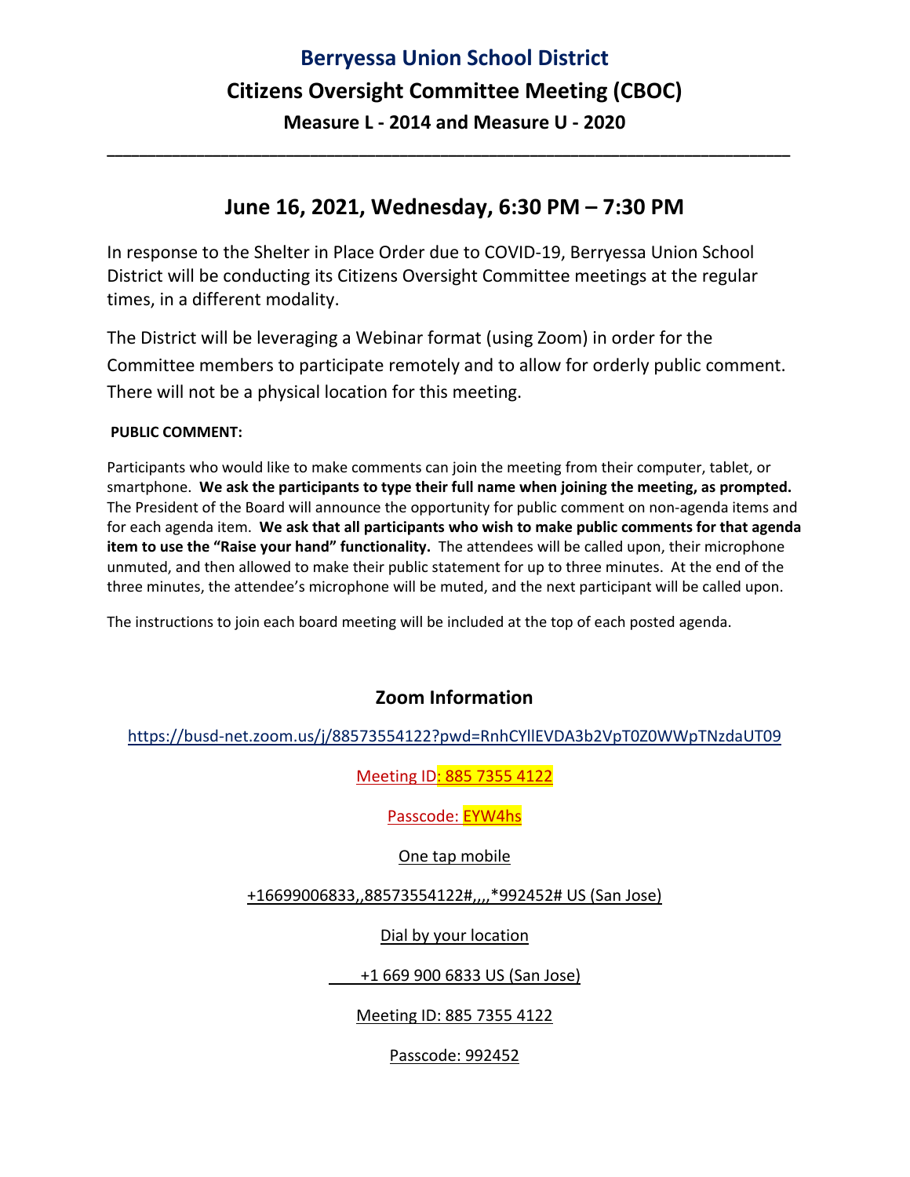# Berryessa Union School District

## Citizens Oversight Committee Meeting (CBOC)

### Measure L - 2014 and Measure U - 2020

---

## June 16, 2021, Wednesday, 6:30 PM – 7:30 PM

In response to the Shelter in Place Order due to COVID-19, Berryessa Union School District will be conducting its Citizens Oversight Committee meetings at the regular times, in a different modality.

The District will be leveraging a Webinar format (using Zoom) in order for the Committee members to participate remotely and to allow for orderly public comment. There will not be a physical location for this meeting.

**PUBLIC COMMENT:**

Participants who would like to make comments can join the meeting from their computer, tablet, or smartphone. **We ask the participants to type their full name when joining the meeting, as prompted.** The President of the Board will announce the opportunity for public comment on non-agenda items and for each agenda item. **We ask that all participants who wish to make public comments for that agenda item to use the "Raise your hand" functionality.** The attendees will be called upon, their microphone unmuted, and then allowed to make their public statement for up to three minutes. At the end of the three minutes, the attendee's microphone will be muted, and the next participant will be called upon.

The instructions to join each board meeting will be included at the top of each posted agenda.

### Zoom Information

https://busd-net.zoom.us/j/88573554122?pwd=RnhCYllEVDA3b2VpT0Z0WWpTNzdaUT09

Meeting ID: 885 7355 4122

Passcode: EYW4hs

One tap mobile

+16699006833,,88573554122#,,,,*992452# US (San Jose)

Dial by your location

+1 669 900 6833 US (San Jose)

Meeting ID: 885 7355 4122

Passcode: 992452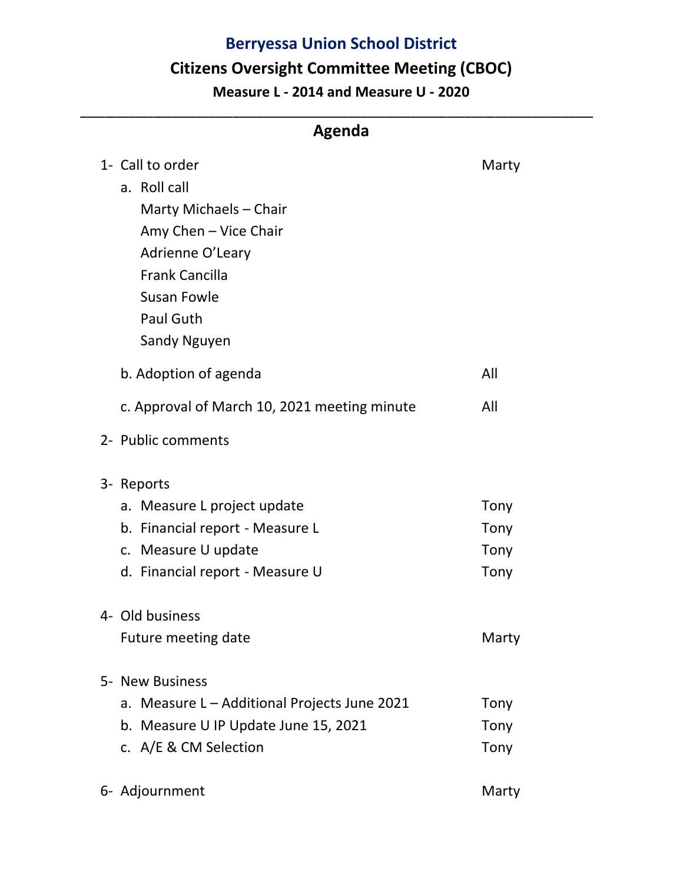# Berryessa Union School District

## Citizens Oversight Committee Meeting (CBOC)

### Measure L - 2014 and Measure U - 2020

---

## Agenda

| | |
|---|---|
| 1- Call to order | Marty |
| a. Roll call | |
| Marty Michaels – Chair | |
| Amy Chen – Vice Chair | |
| Adrienne O'Leary | |
| Frank Cancilla | |
| Susan Fowle | |
| Paul Guth | |
| Sandy Nguyen | |
| b. Adoption of agenda | All |
| c. Approval of March 10, 2021 meeting minute | All |
| 2- Public comments | |
| 3- Reports | |
| a. Measure L project update | Tony |
| b. Financial report - Measure L | Tony |
| c. Measure U update | Tony |
| d. Financial report - Measure U | Tony |
| 4- Old business | |
| Future meeting date | Marty |
| 5- New Business | |
| a. Measure L – Additional Projects June 2021 | Tony |
| b. Measure U IP Update June 15, 2021 | Tony |
| c. A/E & CM Selection | Tony |
| 6- Adjournment | Marty |